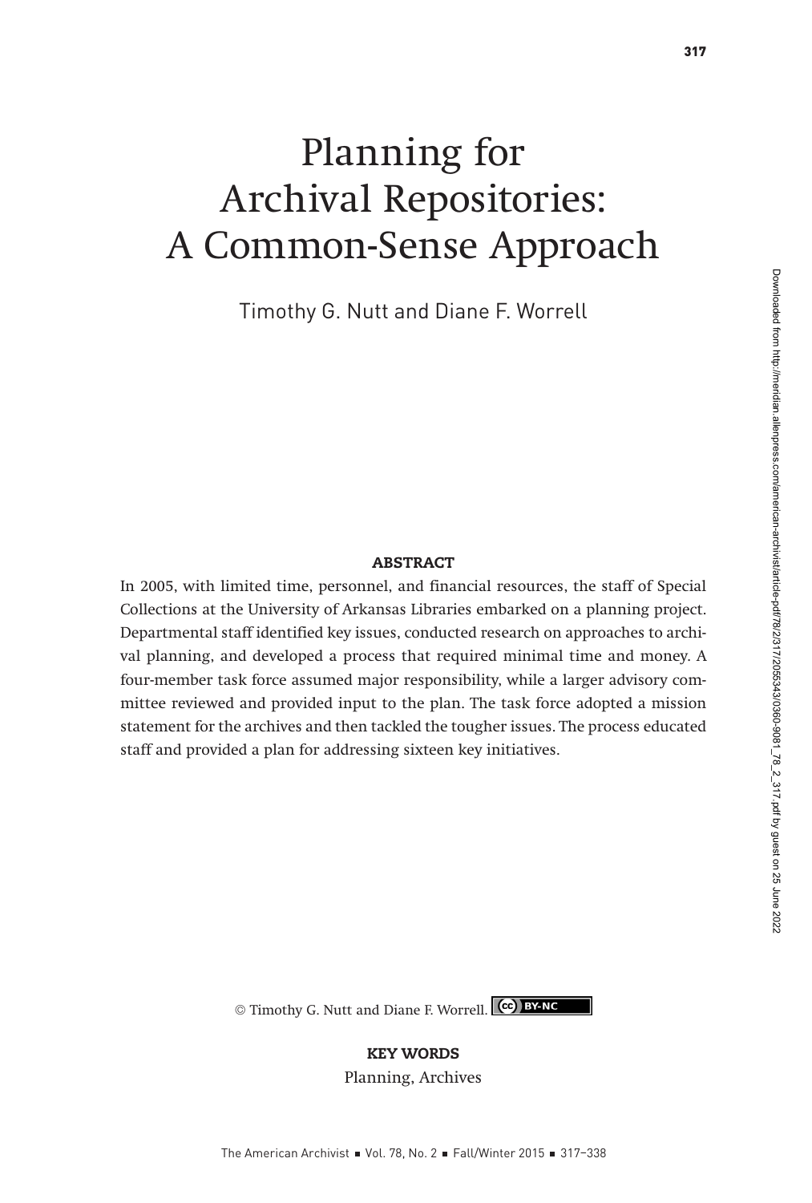# Planning for Archival Repositories: A Common-Sense Approach

Timothy G. Nutt and Diane F. Worrell

## ABSTRACT

In 2005, with limited time, personnel, and financial resources, the staff of Special Collections at the University of Arkansas Libraries embarked on a planning project. Departmental staff identified key issues, conducted research on approaches to archival planning, and developed a process that required minimal time and money. A four-member task force assumed major responsibility, while a larger advisory committee reviewed and provided input to the plan. The task force adopted a mission statement for the archives and then tackled the tougher issues. The process educated staff and provided a plan for addressing sixteen key initiatives.

© Timothy G. Nutt and Diane F. Worrell. BY-NC

## KEY WORDS

Planning, Archives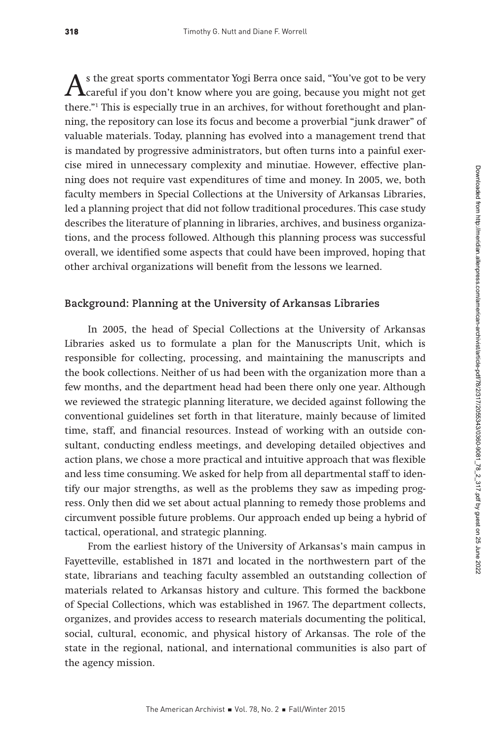As the great sports commentator Yogi Berra once said, "You've got to be very careful if you don't know where you are going, because you might not get there."[1] This is especially true in an archives, for without forethought and planning, the repository can lose its focus and become a proverbial "junk drawer" of valuable materials. Today, planning has evolved into a management trend that is mandated by progressive administrators, but often turns into a painful exercise mired in unnecessary complexity and minutiae. However, effective planning does not require vast expenditures of time and money. In 2005, we, both faculty members in Special Collections at the University of Arkansas Libraries, led a planning project that did not follow traditional procedures. This case study describes the literature of planning in libraries, archives, and business organizations, and the process followed. Although this planning process was successful overall, we identified some aspects that could have been improved, hoping that other archival organizations will benefit from the lessons we learned.

## Background: Planning at the University of Arkansas Libraries

In 2005, the head of Special Collections at the University of Arkansas Libraries asked us to formulate a plan for the Manuscripts Unit, which is responsible for collecting, processing, and maintaining the manuscripts and the book collections. Neither of us had been with the organization more than a few months, and the department head had been there only one year. Although we reviewed the strategic planning literature, we decided against following the conventional guidelines set forth in that literature, mainly because of limited time, staff, and financial resources. Instead of working with an outside consultant, conducting endless meetings, and developing detailed objectives and action plans, we chose a more practical and intuitive approach that was flexible and less time consuming. We asked for help from all departmental staff to identify our major strengths, as well as the problems they saw as impeding progress. Only then did we set about actual planning to remedy those problems and circumvent possible future problems. Our approach ended up being a hybrid of tactical, operational, and strategic planning.

From the earliest history of the University of Arkansas's main campus in Fayetteville, established in 1871 and located in the northwestern part of the state, librarians and teaching faculty assembled an outstanding collection of materials related to Arkansas history and culture. This formed the backbone of Special Collections, which was established in 1967. The department collects, organizes, and provides access to research materials documenting the political, social, cultural, economic, and physical history of Arkansas. The role of the state in the regional, national, and international communities is also part of the agency mission.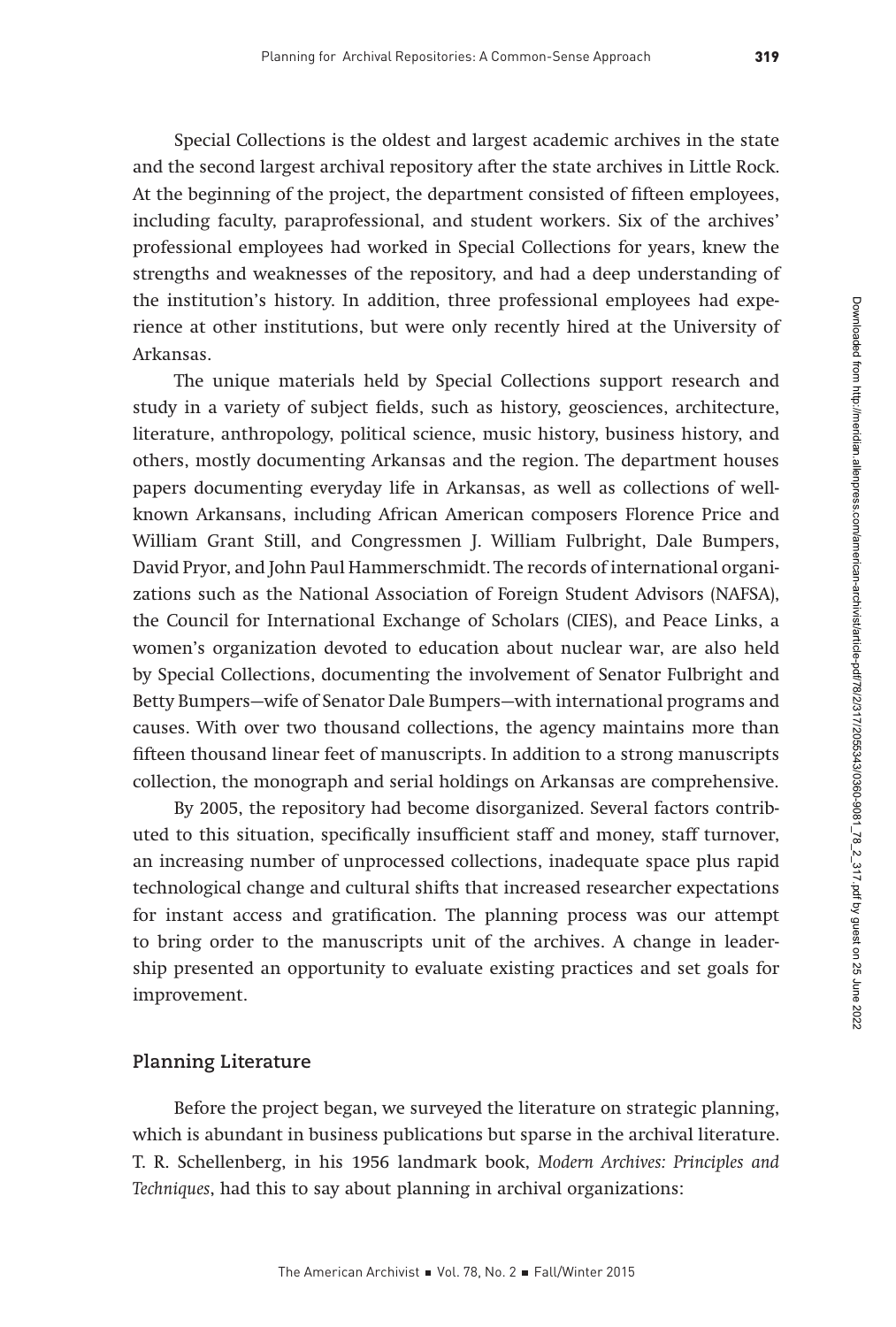Special Collections is the oldest and largest academic archives in the state and the second largest archival repository after the state archives in Little Rock. At the beginning of the project, the department consisted of fifteen employees, including faculty, paraprofessional, and student workers. Six of the archives' professional employees had worked in Special Collections for years, knew the strengths and weaknesses of the repository, and had a deep understanding of the institution's history. In addition, three professional employees had experience at other institutions, but were only recently hired at the University of Arkansas.

The unique materials held by Special Collections support research and study in a variety of subject fields, such as history, geosciences, architecture, literature, anthropology, political science, music history, business history, and others, mostly documenting Arkansas and the region. The department houses papers documenting everyday life in Arkansas, as well as collections of well-known Arkansans, including African American composers Florence Price and William Grant Still, and Congressmen J. William Fulbright, Dale Bumpers, David Pryor, and John Paul Hammerschmidt. The records of international organizations such as the National Association of Foreign Student Advisors (NAFSA), the Council for International Exchange of Scholars (CIES), and Peace Links, a women's organization devoted to education about nuclear war, are also held by Special Collections, documenting the involvement of Senator Fulbright and Betty Bumpers—wife of Senator Dale Bumpers—with international programs and causes. With over two thousand collections, the agency maintains more than fifteen thousand linear feet of manuscripts. In addition to a strong manuscripts collection, the monograph and serial holdings on Arkansas are comprehensive.

By 2005, the repository had become disorganized. Several factors contributed to this situation, specifically insufficient staff and money, staff turnover, an increasing number of unprocessed collections, inadequate space plus rapid technological change and cultural shifts that increased researcher expectations for instant access and gratification. The planning process was our attempt to bring order to the manuscripts unit of the archives. A change in leadership presented an opportunity to evaluate existing practices and set goals for improvement.

## Planning Literature

Before the project began, we surveyed the literature on strategic planning, which is abundant in business publications but sparse in the archival literature. T. R. Schellenberg, in his 1956 landmark book, *Modern Archives: Principles and Techniques*, had this to say about planning in archival organizations: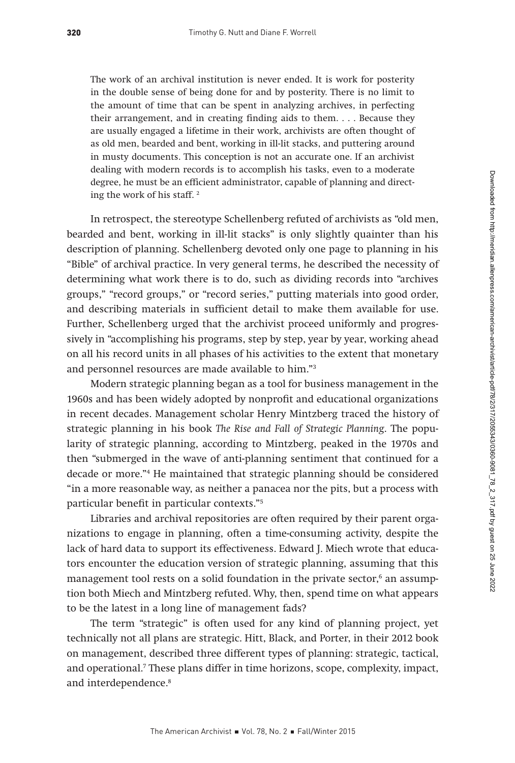> The work of an archival institution is never ended. It is work for posterity in the double sense of being done for and by posterity. There is no limit to the amount of time that can be spent in analyzing archives, in perfecting their arrangement, and in creating finding aids to them. . . . Because they are usually engaged a lifetime in their work, archivists are often thought of as old men, bearded and bent, working in ill-lit stacks, and puttering around in musty documents. This conception is not an accurate one. If an archivist dealing with modern records is to accomplish his tasks, even to a moderate degree, he must be an efficient administrator, capable of planning and directing the work of his staff. [2]

In retrospect, the stereotype Schellenberg refuted of archivists as "old men, bearded and bent, working in ill-lit stacks" is only slightly quainter than his description of planning. Schellenberg devoted only one page to planning in his "Bible" of archival practice. In very general terms, he described the necessity of determining what work there is to do, such as dividing records into "archives groups," "record groups," or "record series," putting materials into good order, and describing materials in sufficient detail to make them available for use. Further, Schellenberg urged that the archivist proceed uniformly and progressively in "accomplishing his programs, step by step, year by year, working ahead on all his record units in all phases of his activities to the extent that monetary and personnel resources are made available to him."[3]

Modern strategic planning began as a tool for business management in the 1960s and has been widely adopted by nonprofit and educational organizations in recent decades. Management scholar Henry Mintzberg traced the history of strategic planning in his book *The Rise and Fall of Strategic Planning*. The popularity of strategic planning, according to Mintzberg, peaked in the 1970s and then "submerged in the wave of anti-planning sentiment that continued for a decade or more."[4] He maintained that strategic planning should be considered "in a more reasonable way, as neither a panacea nor the pits, but a process with particular benefit in particular contexts."[5]

Libraries and archival repositories are often required by their parent organizations to engage in planning, often a time-consuming activity, despite the lack of hard data to support its effectiveness. Edward J. Miech wrote that educators encounter the education version of strategic planning, assuming that this management tool rests on a solid foundation in the private sector,[6] an assumption both Miech and Mintzberg refuted. Why, then, spend time on what appears to be the latest in a long line of management fads?

The term "strategic" is often used for any kind of planning project, yet technically not all plans are strategic. Hitt, Black, and Porter, in their 2012 book on management, described three different types of planning: strategic, tactical, and operational.[7] These plans differ in time horizons, scope, complexity, impact, and interdependence.[8]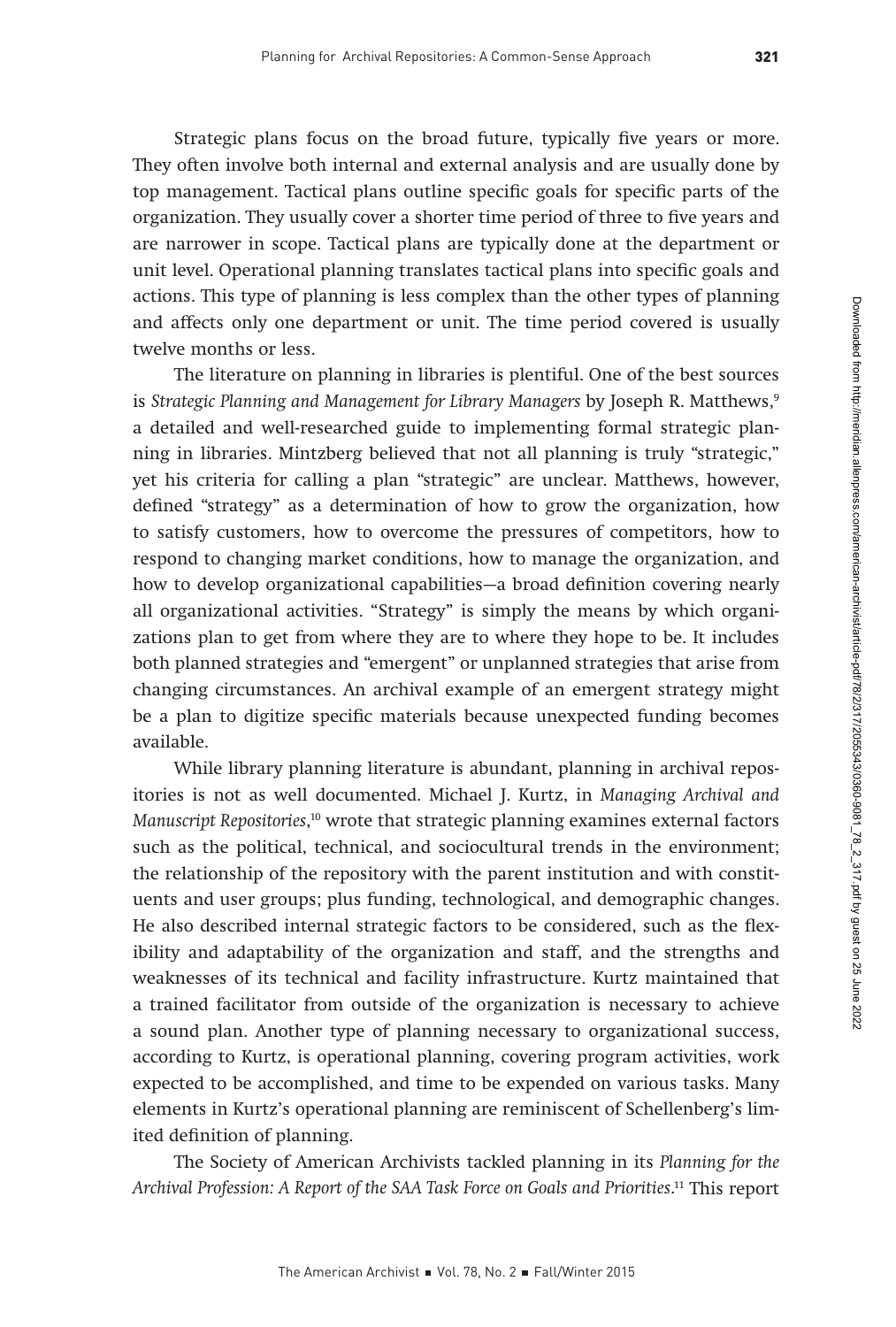Strategic plans focus on the broad future, typically five years or more. They often involve both internal and external analysis and are usually done by top management. Tactical plans outline specific goals for specific parts of the organization. They usually cover a shorter time period of three to five years and are narrower in scope. Tactical plans are typically done at the department or unit level. Operational planning translates tactical plans into specific goals and actions. This type of planning is less complex than the other types of planning and affects only one department or unit. The time period covered is usually twelve months or less.

The literature on planning in libraries is plentiful. One of the best sources is *Strategic Planning and Management for Library Managers* by Joseph R. Matthews,[9] a detailed and well-researched guide to implementing formal strategic planning in libraries. Mintzberg believed that not all planning is truly "strategic," yet his criteria for calling a plan "strategic" are unclear. Matthews, however, defined "strategy" as a determination of how to grow the organization, how to satisfy customers, how to overcome the pressures of competitors, how to respond to changing market conditions, how to manage the organization, and how to develop organizational capabilities—a broad definition covering nearly all organizational activities. "Strategy" is simply the means by which organizations plan to get from where they are to where they hope to be. It includes both planned strategies and "emergent" or unplanned strategies that arise from changing circumstances. An archival example of an emergent strategy might be a plan to digitize specific materials because unexpected funding becomes available.

While library planning literature is abundant, planning in archival repositories is not as well documented. Michael J. Kurtz, in *Managing Archival and Manuscript Repositories*,[10] wrote that strategic planning examines external factors such as the political, technical, and sociocultural trends in the environment; the relationship of the repository with the parent institution and with constituents and user groups; plus funding, technological, and demographic changes. He also described internal strategic factors to be considered, such as the flexibility and adaptability of the organization and staff, and the strengths and weaknesses of its technical and facility infrastructure. Kurtz maintained that a trained facilitator from outside of the organization is necessary to achieve a sound plan. Another type of planning necessary to organizational success, according to Kurtz, is operational planning, covering program activities, work expected to be accomplished, and time to be expended on various tasks. Many elements in Kurtz's operational planning are reminiscent of Schellenberg's limited definition of planning.

The Society of American Archivists tackled planning in its *Planning for the Archival Profession: A Report of the SAA Task Force on Goals and Priorities*.[11] This report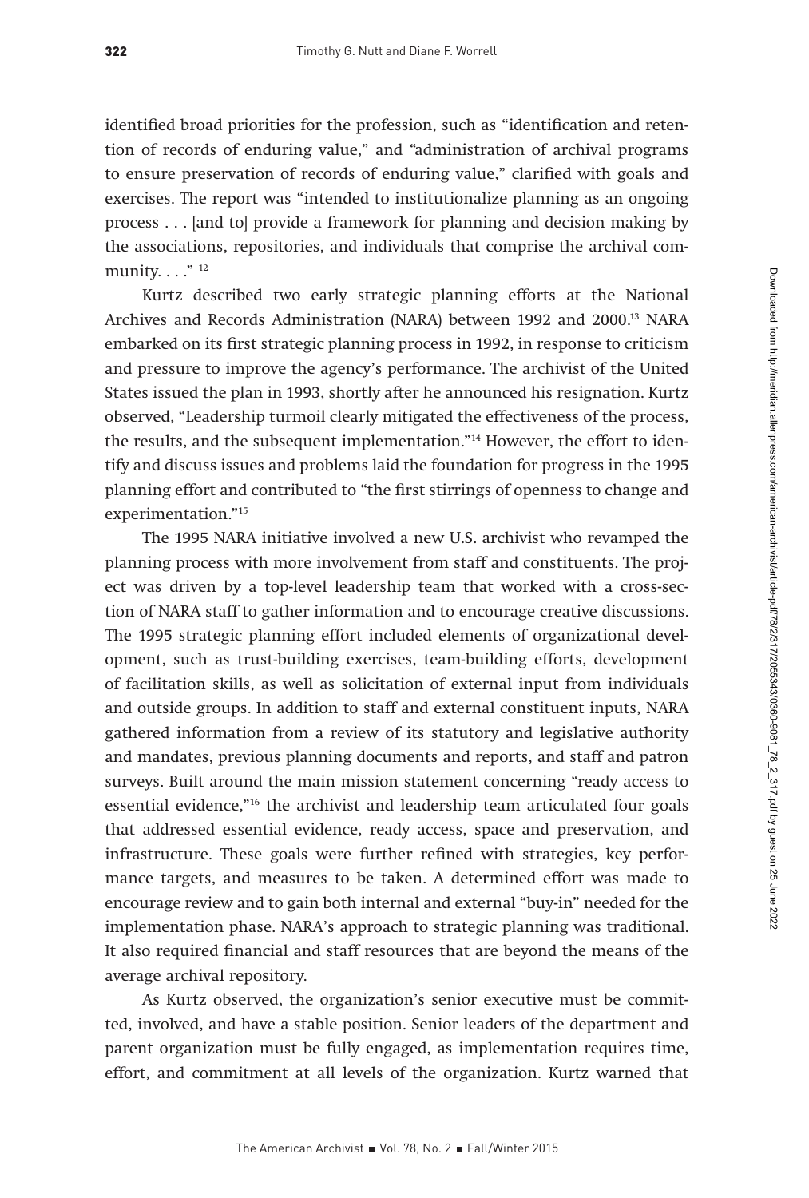identified broad priorities for the profession, such as "identification and retention of records of enduring value," and "administration of archival programs to ensure preservation of records of enduring value," clarified with goals and exercises. The report was "intended to institutionalize planning as an ongoing process . . . [and to] provide a framework for planning and decision making by the associations, repositories, and individuals that comprise the archival community. . . ." [12]

Kurtz described two early strategic planning efforts at the National Archives and Records Administration (NARA) between 1992 and 2000.[13] NARA embarked on its first strategic planning process in 1992, in response to criticism and pressure to improve the agency's performance. The archivist of the United States issued the plan in 1993, shortly after he announced his resignation. Kurtz observed, "Leadership turmoil clearly mitigated the effectiveness of the process, the results, and the subsequent implementation."[14] However, the effort to identify and discuss issues and problems laid the foundation for progress in the 1995 planning effort and contributed to "the first stirrings of openness to change and experimentation."[15]

The 1995 NARA initiative involved a new U.S. archivist who revamped the planning process with more involvement from staff and constituents. The project was driven by a top-level leadership team that worked with a cross-section of NARA staff to gather information and to encourage creative discussions. The 1995 strategic planning effort included elements of organizational development, such as trust-building exercises, team-building efforts, development of facilitation skills, as well as solicitation of external input from individuals and outside groups. In addition to staff and external constituent inputs, NARA gathered information from a review of its statutory and legislative authority and mandates, previous planning documents and reports, and staff and patron surveys. Built around the main mission statement concerning "ready access to essential evidence,"[16] the archivist and leadership team articulated four goals that addressed essential evidence, ready access, space and preservation, and infrastructure. These goals were further refined with strategies, key performance targets, and measures to be taken. A determined effort was made to encourage review and to gain both internal and external "buy-in" needed for the implementation phase. NARA's approach to strategic planning was traditional. It also required financial and staff resources that are beyond the means of the average archival repository.

As Kurtz observed, the organization's senior executive must be committed, involved, and have a stable position. Senior leaders of the department and parent organization must be fully engaged, as implementation requires time, effort, and commitment at all levels of the organization. Kurtz warned that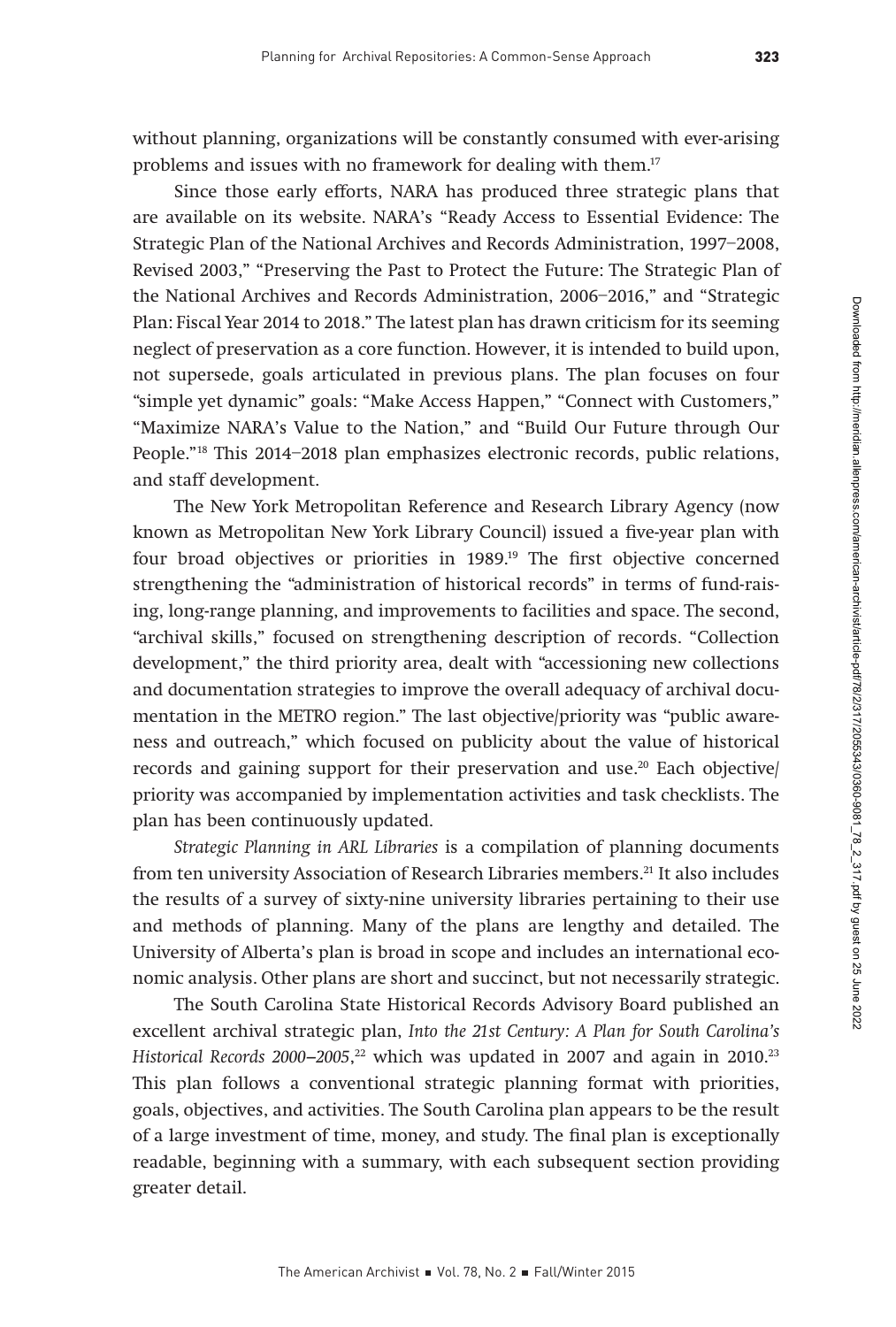without planning, organizations will be constantly consumed with ever-arising problems and issues with no framework for dealing with them.[17]

Since those early efforts, NARA has produced three strategic plans that are available on its website. NARA's "Ready Access to Essential Evidence: The Strategic Plan of the National Archives and Records Administration, 1997–2008, Revised 2003," "Preserving the Past to Protect the Future: The Strategic Plan of the National Archives and Records Administration, 2006–2016," and "Strategic Plan: Fiscal Year 2014 to 2018." The latest plan has drawn criticism for its seeming neglect of preservation as a core function. However, it is intended to build upon, not supersede, goals articulated in previous plans. The plan focuses on four "simple yet dynamic" goals: "Make Access Happen," "Connect with Customers," "Maximize NARA's Value to the Nation," and "Build Our Future through Our People."[18] This 2014–2018 plan emphasizes electronic records, public relations, and staff development.

The New York Metropolitan Reference and Research Library Agency (now known as Metropolitan New York Library Council) issued a five-year plan with four broad objectives or priorities in 1989.[19] The first objective concerned strengthening the "administration of historical records" in terms of fund-raising, long-range planning, and improvements to facilities and space. The second, "archival skills," focused on strengthening description of records. "Collection development," the third priority area, dealt with "accessioning new collections and documentation strategies to improve the overall adequacy of archival documentation in the METRO region." The last objective/priority was "public awareness and outreach," which focused on publicity about the value of historical records and gaining support for their preservation and use.[20] Each objective/priority was accompanied by implementation activities and task checklists. The plan has been continuously updated.

*Strategic Planning in ARL Libraries* is a compilation of planning documents from ten university Association of Research Libraries members.[21] It also includes the results of a survey of sixty-nine university libraries pertaining to their use and methods of planning. Many of the plans are lengthy and detailed. The University of Alberta's plan is broad in scope and includes an international economic analysis. Other plans are short and succinct, but not necessarily strategic.

The South Carolina State Historical Records Advisory Board published an excellent archival strategic plan, *Into the 21st Century: A Plan for South Carolina's Historical Records 2000–2005*,[22] which was updated in 2007 and again in 2010.[23] This plan follows a conventional strategic planning format with priorities, goals, objectives, and activities. The South Carolina plan appears to be the result of a large investment of time, money, and study. The final plan is exceptionally readable, beginning with a summary, with each subsequent section providing greater detail.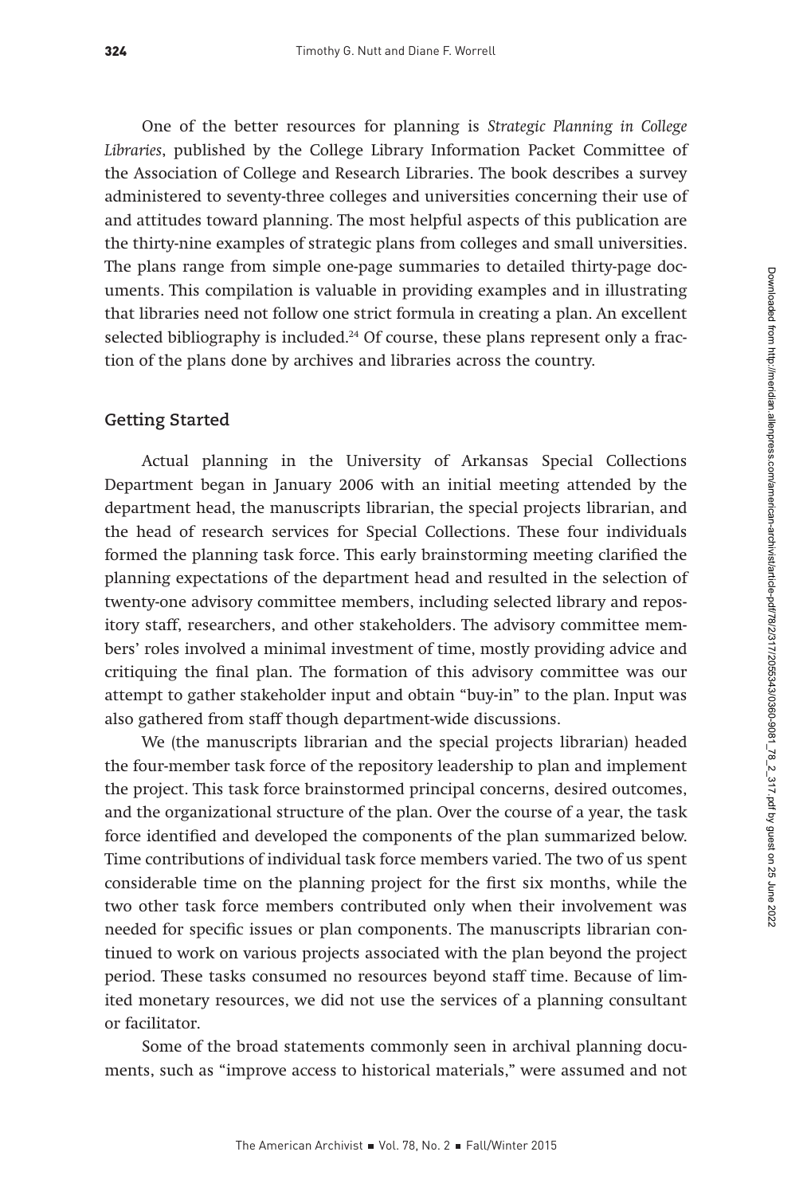One of the better resources for planning is *Strategic Planning in College Libraries*, published by the College Library Information Packet Committee of the Association of College and Research Libraries. The book describes a survey administered to seventy-three colleges and universities concerning their use of and attitudes toward planning. The most helpful aspects of this publication are the thirty-nine examples of strategic plans from colleges and small universities. The plans range from simple one-page summaries to detailed thirty-page documents. This compilation is valuable in providing examples and in illustrating that libraries need not follow one strict formula in creating a plan. An excellent selected bibliography is included.[24] Of course, these plans represent only a fraction of the plans done by archives and libraries across the country.

## Getting Started

Actual planning in the University of Arkansas Special Collections Department began in January 2006 with an initial meeting attended by the department head, the manuscripts librarian, the special projects librarian, and the head of research services for Special Collections. These four individuals formed the planning task force. This early brainstorming meeting clarified the planning expectations of the department head and resulted in the selection of twenty-one advisory committee members, including selected library and repository staff, researchers, and other stakeholders. The advisory committee members' roles involved a minimal investment of time, mostly providing advice and critiquing the final plan. The formation of this advisory committee was our attempt to gather stakeholder input and obtain "buy-in" to the plan. Input was also gathered from staff though department-wide discussions.

We (the manuscripts librarian and the special projects librarian) headed the four-member task force of the repository leadership to plan and implement the project. This task force brainstormed principal concerns, desired outcomes, and the organizational structure of the plan. Over the course of a year, the task force identified and developed the components of the plan summarized below. Time contributions of individual task force members varied. The two of us spent considerable time on the planning project for the first six months, while the two other task force members contributed only when their involvement was needed for specific issues or plan components. The manuscripts librarian continued to work on various projects associated with the plan beyond the project period. These tasks consumed no resources beyond staff time. Because of limited monetary resources, we did not use the services of a planning consultant or facilitator.

Some of the broad statements commonly seen in archival planning documents, such as "improve access to historical materials," were assumed and not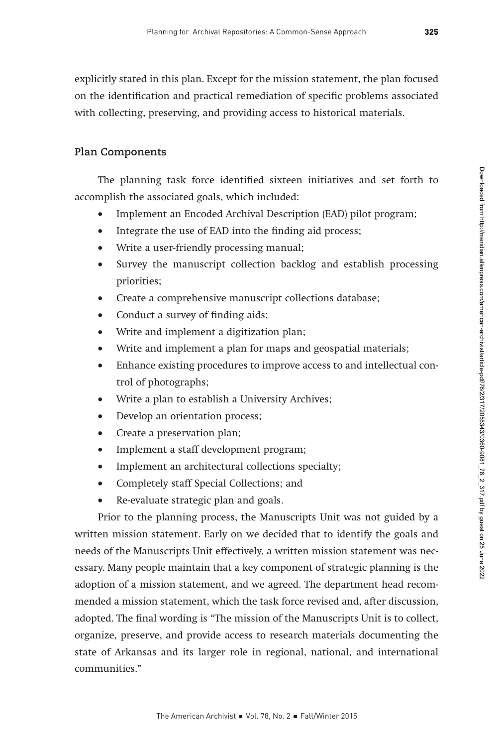explicitly stated in this plan. Except for the mission statement, the plan focused on the identification and practical remediation of specific problems associated with collecting, preserving, and providing access to historical materials.

## Plan Components

The planning task force identified sixteen initiatives and set forth to accomplish the associated goals, which included:

- Implement an Encoded Archival Description (EAD) pilot program;
- Integrate the use of EAD into the finding aid process;
- Write a user-friendly processing manual;
- Survey the manuscript collection backlog and establish processing priorities;
- Create a comprehensive manuscript collections database;
- Conduct a survey of finding aids;
- Write and implement a digitization plan;
- Write and implement a plan for maps and geospatial materials;
- Enhance existing procedures to improve access to and intellectual control of photographs;
- Write a plan to establish a University Archives;
- Develop an orientation process;
- Create a preservation plan;
- Implement a staff development program;
- Implement an architectural collections specialty;
- Completely staff Special Collections; and
- Re-evaluate strategic plan and goals.

Prior to the planning process, the Manuscripts Unit was not guided by a written mission statement. Early on we decided that to identify the goals and needs of the Manuscripts Unit effectively, a written mission statement was necessary. Many people maintain that a key component of strategic planning is the adoption of a mission statement, and we agreed. The department head recommended a mission statement, which the task force revised and, after discussion, adopted. The final wording is "The mission of the Manuscripts Unit is to collect, organize, preserve, and provide access to research materials documenting the state of Arkansas and its larger role in regional, national, and international communities."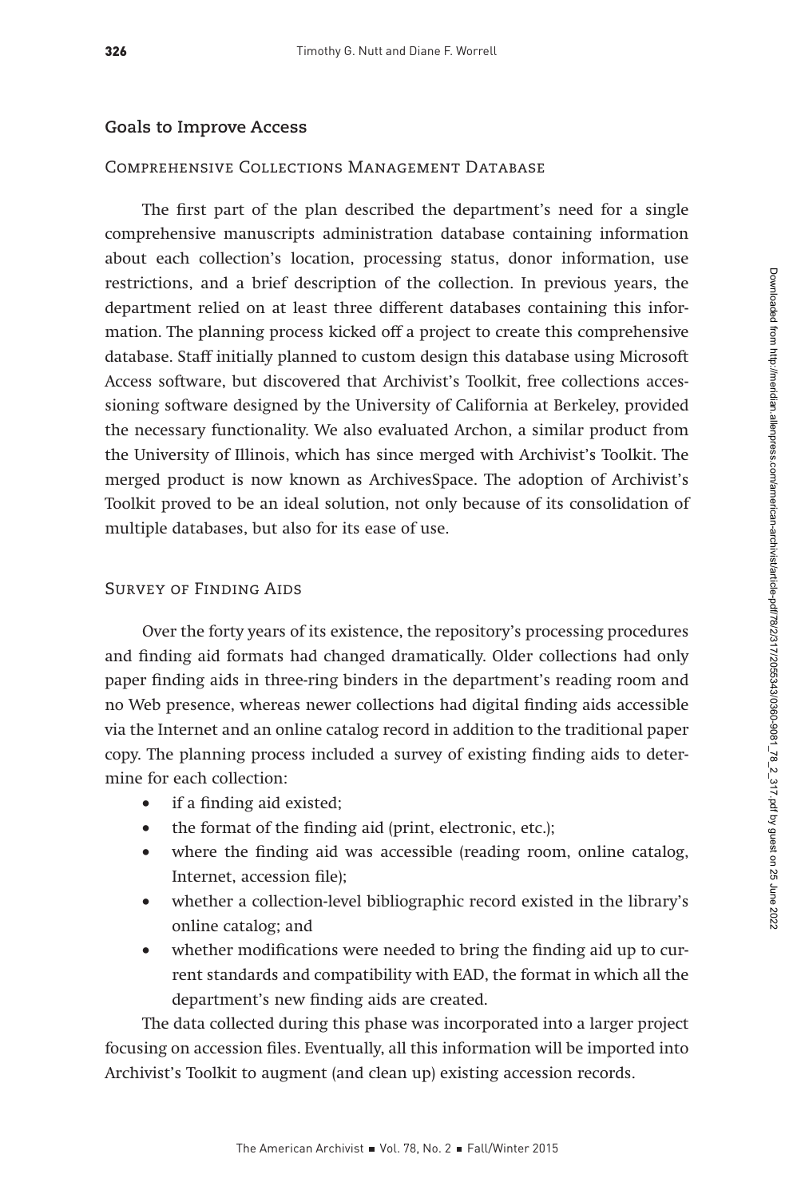## Goals to Improve Access

### Comprehensive Collections Management Database

The first part of the plan described the department's need for a single comprehensive manuscripts administration database containing information about each collection's location, processing status, donor information, use restrictions, and a brief description of the collection. In previous years, the department relied on at least three different databases containing this information. The planning process kicked off a project to create this comprehensive database. Staff initially planned to custom design this database using Microsoft Access software, but discovered that Archivist's Toolkit, free collections accessioning software designed by the University of California at Berkeley, provided the necessary functionality. We also evaluated Archon, a similar product from the University of Illinois, which has since merged with Archivist's Toolkit. The merged product is now known as ArchivesSpace. The adoption of Archivist's Toolkit proved to be an ideal solution, not only because of its consolidation of multiple databases, but also for its ease of use.

### Survey of Finding Aids

Over the forty years of its existence, the repository's processing procedures and finding aid formats had changed dramatically. Older collections had only paper finding aids in three-ring binders in the department's reading room and no Web presence, whereas newer collections had digital finding aids accessible via the Internet and an online catalog record in addition to the traditional paper copy. The planning process included a survey of existing finding aids to determine for each collection:

- if a finding aid existed;
- the format of the finding aid (print, electronic, etc.);
- where the finding aid was accessible (reading room, online catalog, Internet, accession file);
- whether a collection-level bibliographic record existed in the library's online catalog; and
- whether modifications were needed to bring the finding aid up to current standards and compatibility with EAD, the format in which all the department's new finding aids are created.

The data collected during this phase was incorporated into a larger project focusing on accession files. Eventually, all this information will be imported into Archivist's Toolkit to augment (and clean up) existing accession records.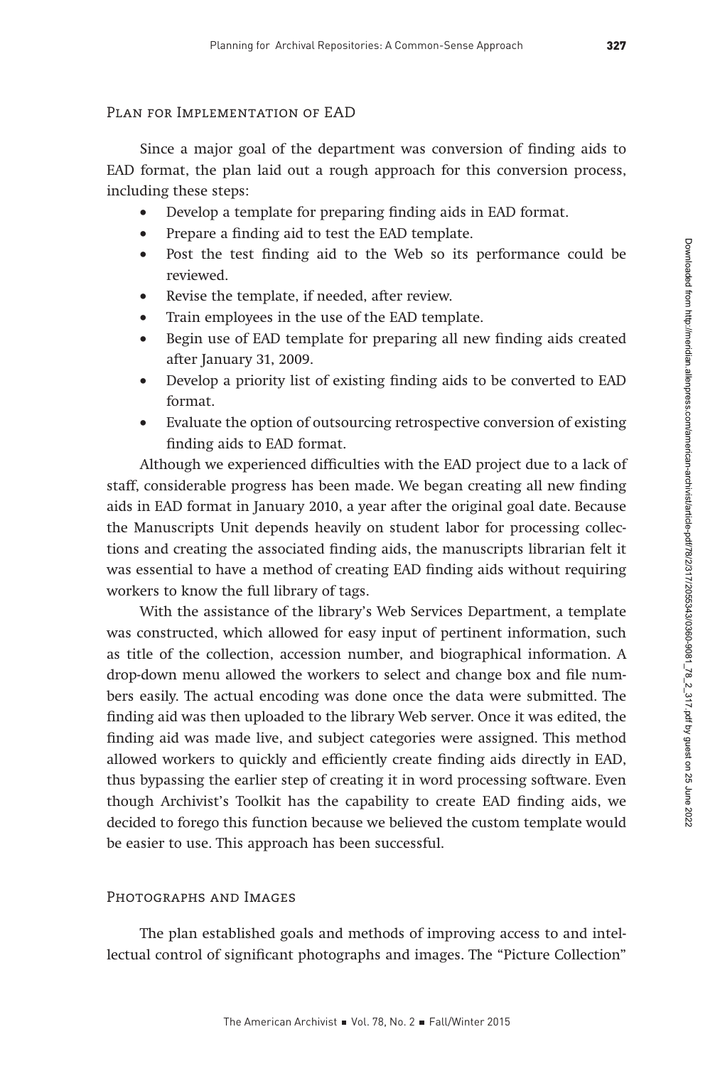## Plan for Implementation of EAD

Since a major goal of the department was conversion of finding aids to EAD format, the plan laid out a rough approach for this conversion process, including these steps:

- Develop a template for preparing finding aids in EAD format.
- Prepare a finding aid to test the EAD template.
- Post the test finding aid to the Web so its performance could be reviewed.
- Revise the template, if needed, after review.
- Train employees in the use of the EAD template.
- Begin use of EAD template for preparing all new finding aids created after January 31, 2009.
- Develop a priority list of existing finding aids to be converted to EAD format.
- Evaluate the option of outsourcing retrospective conversion of existing finding aids to EAD format.

Although we experienced difficulties with the EAD project due to a lack of staff, considerable progress has been made. We began creating all new finding aids in EAD format in January 2010, a year after the original goal date. Because the Manuscripts Unit depends heavily on student labor for processing collections and creating the associated finding aids, the manuscripts librarian felt it was essential to have a method of creating EAD finding aids without requiring workers to know the full library of tags.

With the assistance of the library's Web Services Department, a template was constructed, which allowed for easy input of pertinent information, such as title of the collection, accession number, and biographical information. A drop-down menu allowed the workers to select and change box and file numbers easily. The actual encoding was done once the data were submitted. The finding aid was then uploaded to the library Web server. Once it was edited, the finding aid was made live, and subject categories were assigned. This method allowed workers to quickly and efficiently create finding aids directly in EAD, thus bypassing the earlier step of creating it in word processing software. Even though Archivist's Toolkit has the capability to create EAD finding aids, we decided to forego this function because we believed the custom template would be easier to use. This approach has been successful.

## Photographs and Images

The plan established goals and methods of improving access to and intellectual control of significant photographs and images. The "Picture Collection"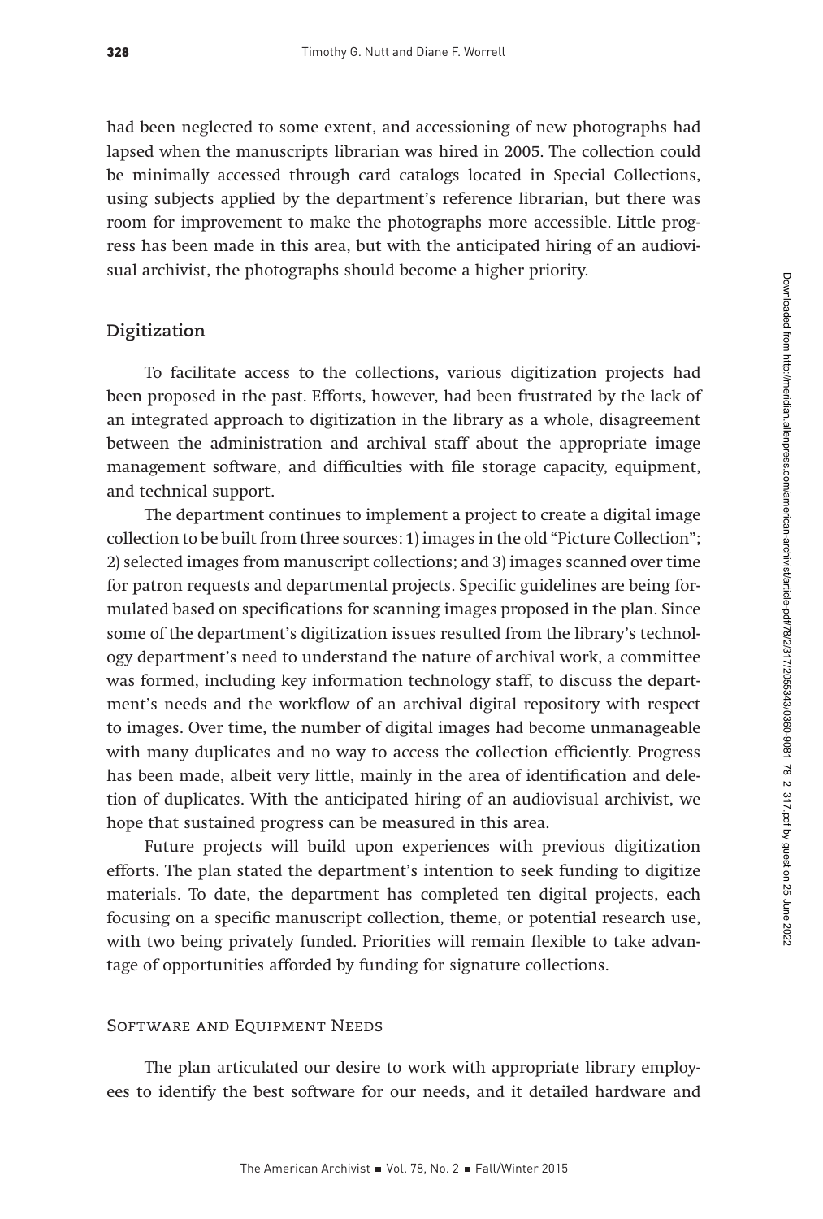had been neglected to some extent, and accessioning of new photographs had lapsed when the manuscripts librarian was hired in 2005. The collection could be minimally accessed through card catalogs located in Special Collections, using subjects applied by the department's reference librarian, but there was room for improvement to make the photographs more accessible. Little progress has been made in this area, but with the anticipated hiring of an audiovisual archivist, the photographs should become a higher priority.

## Digitization

To facilitate access to the collections, various digitization projects had been proposed in the past. Efforts, however, had been frustrated by the lack of an integrated approach to digitization in the library as a whole, disagreement between the administration and archival staff about the appropriate image management software, and difficulties with file storage capacity, equipment, and technical support.

The department continues to implement a project to create a digital image collection to be built from three sources: 1) images in the old "Picture Collection"; 2) selected images from manuscript collections; and 3) images scanned over time for patron requests and departmental projects. Specific guidelines are being formulated based on specifications for scanning images proposed in the plan. Since some of the department's digitization issues resulted from the library's technology department's need to understand the nature of archival work, a committee was formed, including key information technology staff, to discuss the department's needs and the workflow of an archival digital repository with respect to images. Over time, the number of digital images had become unmanageable with many duplicates and no way to access the collection efficiently. Progress has been made, albeit very little, mainly in the area of identification and deletion of duplicates. With the anticipated hiring of an audiovisual archivist, we hope that sustained progress can be measured in this area.

Future projects will build upon experiences with previous digitization efforts. The plan stated the department's intention to seek funding to digitize materials. To date, the department has completed ten digital projects, each focusing on a specific manuscript collection, theme, or potential research use, with two being privately funded. Priorities will remain flexible to take advantage of opportunities afforded by funding for signature collections.

### Software and Equipment Needs

The plan articulated our desire to work with appropriate library employees to identify the best software for our needs, and it detailed hardware and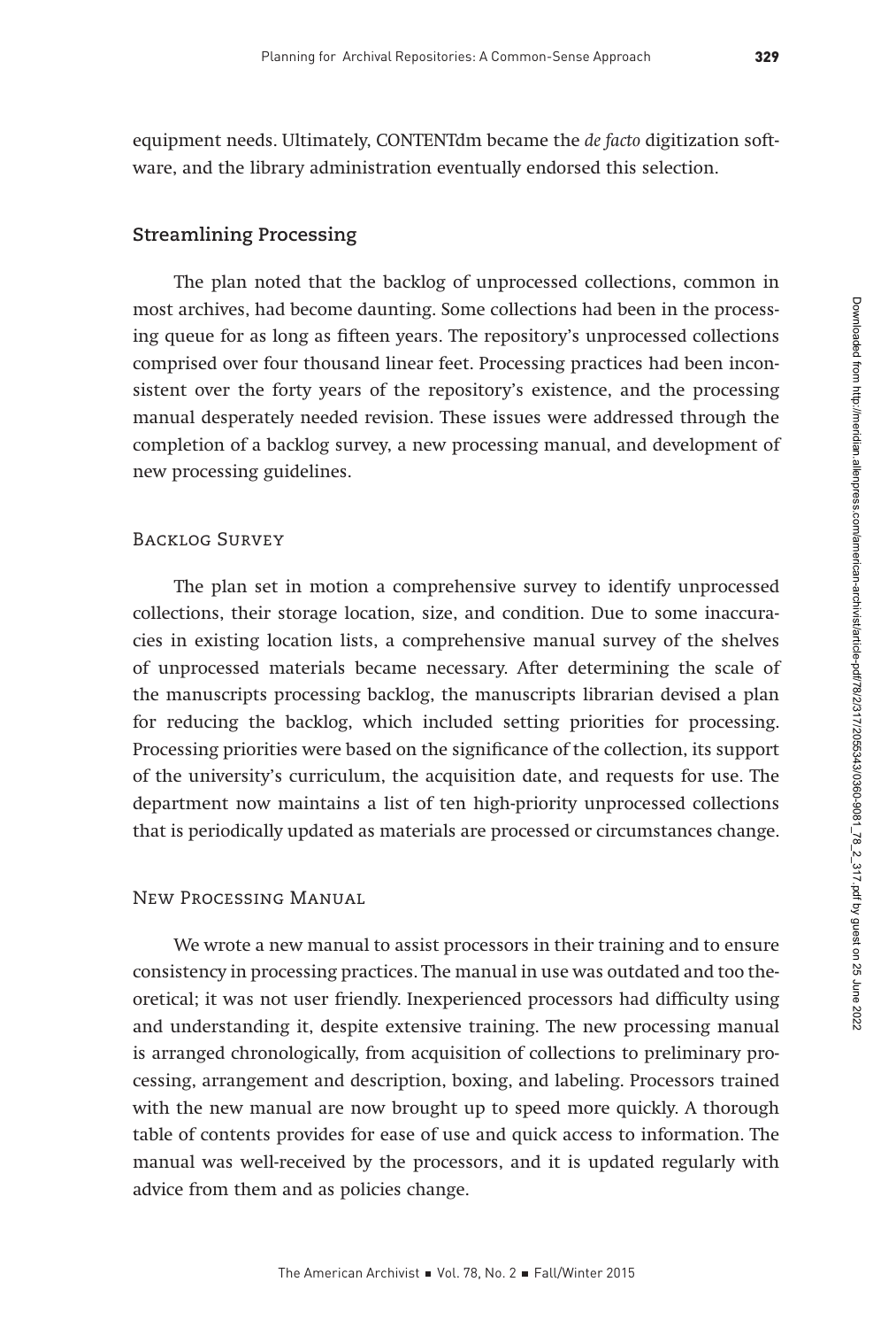equipment needs. Ultimately, CONTENTdm became the *de facto* digitization software, and the library administration eventually endorsed this selection.

## Streamlining Processing

The plan noted that the backlog of unprocessed collections, common in most archives, had become daunting. Some collections had been in the processing queue for as long as fifteen years. The repository's unprocessed collections comprised over four thousand linear feet. Processing practices had been inconsistent over the forty years of the repository's existence, and the processing manual desperately needed revision. These issues were addressed through the completion of a backlog survey, a new processing manual, and development of new processing guidelines.

### Backlog Survey

The plan set in motion a comprehensive survey to identify unprocessed collections, their storage location, size, and condition. Due to some inaccuracies in existing location lists, a comprehensive manual survey of the shelves of unprocessed materials became necessary. After determining the scale of the manuscripts processing backlog, the manuscripts librarian devised a plan for reducing the backlog, which included setting priorities for processing. Processing priorities were based on the significance of the collection, its support of the university's curriculum, the acquisition date, and requests for use. The department now maintains a list of ten high-priority unprocessed collections that is periodically updated as materials are processed or circumstances change.

### New Processing Manual

We wrote a new manual to assist processors in their training and to ensure consistency in processing practices. The manual in use was outdated and too theoretical; it was not user friendly. Inexperienced processors had difficulty using and understanding it, despite extensive training. The new processing manual is arranged chronologically, from acquisition of collections to preliminary processing, arrangement and description, boxing, and labeling. Processors trained with the new manual are now brought up to speed more quickly. A thorough table of contents provides for ease of use and quick access to information. The manual was well-received by the processors, and it is updated regularly with advice from them and as policies change.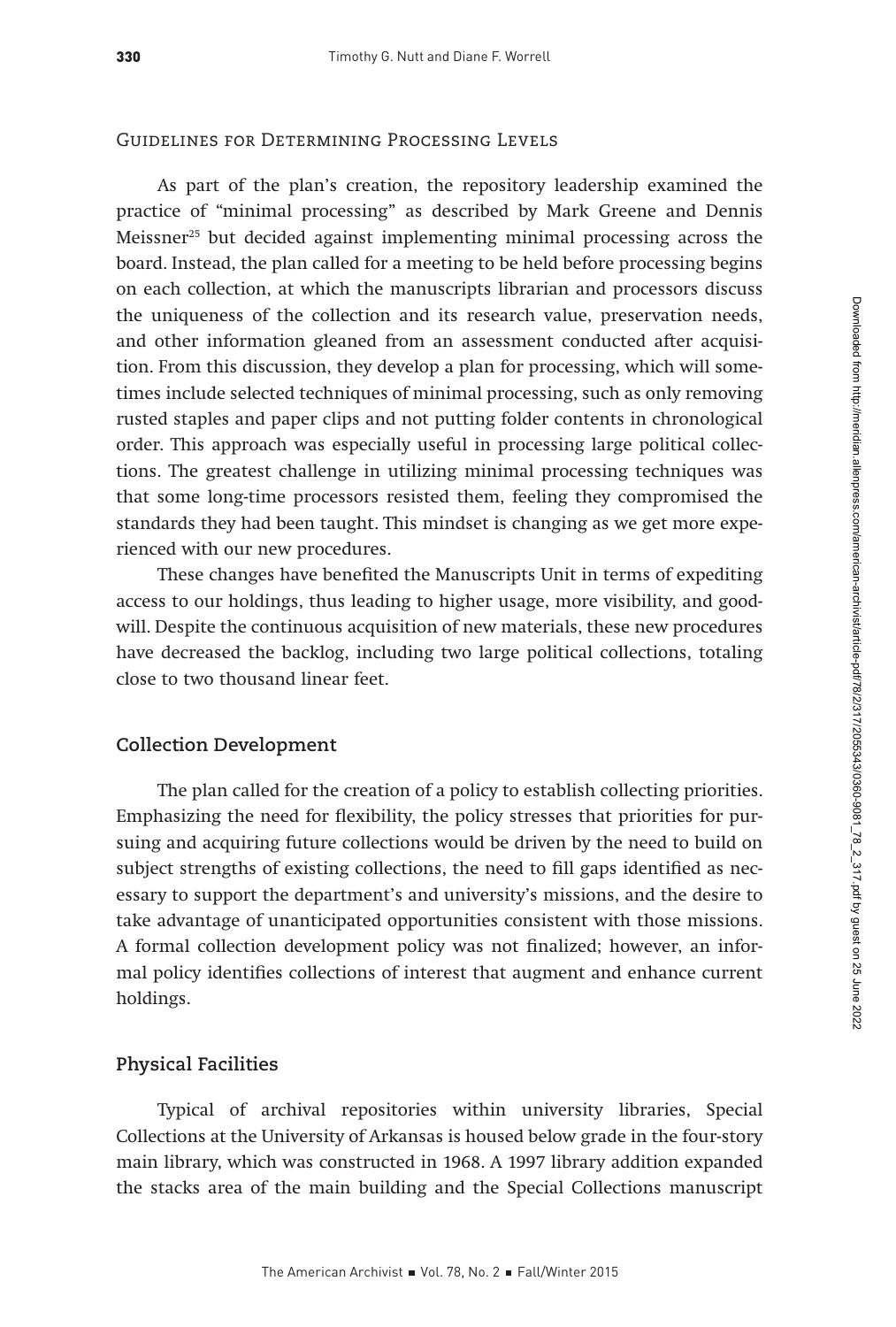### Guidelines for Determining Processing Levels

As part of the plan's creation, the repository leadership examined the practice of "minimal processing" as described by Mark Greene and Dennis Meissner[25] but decided against implementing minimal processing across the board. Instead, the plan called for a meeting to be held before processing begins on each collection, at which the manuscripts librarian and processors discuss the uniqueness of the collection and its research value, preservation needs, and other information gleaned from an assessment conducted after acquisition. From this discussion, they develop a plan for processing, which will sometimes include selected techniques of minimal processing, such as only removing rusted staples and paper clips and not putting folder contents in chronological order. This approach was especially useful in processing large political collections. The greatest challenge in utilizing minimal processing techniques was that some long-time processors resisted them, feeling they compromised the standards they had been taught. This mindset is changing as we get more experienced with our new procedures.

These changes have benefited the Manuscripts Unit in terms of expediting access to our holdings, thus leading to higher usage, more visibility, and goodwill. Despite the continuous acquisition of new materials, these new procedures have decreased the backlog, including two large political collections, totaling close to two thousand linear feet.

### Collection Development

The plan called for the creation of a policy to establish collecting priorities. Emphasizing the need for flexibility, the policy stresses that priorities for pursuing and acquiring future collections would be driven by the need to build on subject strengths of existing collections, the need to fill gaps identified as necessary to support the department's and university's missions, and the desire to take advantage of unanticipated opportunities consistent with those missions. A formal collection development policy was not finalized; however, an informal policy identifies collections of interest that augment and enhance current holdings.

### Physical Facilities

Typical of archival repositories within university libraries, Special Collections at the University of Arkansas is housed below grade in the four-story main library, which was constructed in 1968. A 1997 library addition expanded the stacks area of the main building and the Special Collections manuscript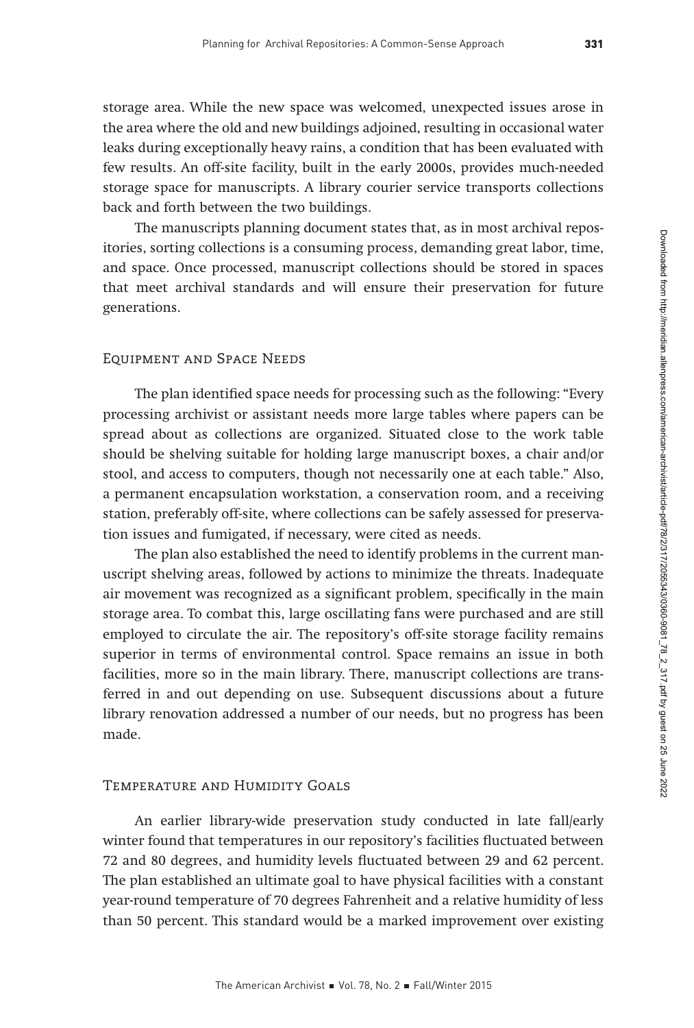storage area. While the new space was welcomed, unexpected issues arose in the area where the old and new buildings adjoined, resulting in occasional water leaks during exceptionally heavy rains, a condition that has been evaluated with few results. An off-site facility, built in the early 2000s, provides much-needed storage space for manuscripts. A library courier service transports collections back and forth between the two buildings.

The manuscripts planning document states that, as in most archival repositories, sorting collections is a consuming process, demanding great labor, time, and space. Once processed, manuscript collections should be stored in spaces that meet archival standards and will ensure their preservation for future generations.

## Equipment and Space Needs

The plan identified space needs for processing such as the following: "Every processing archivist or assistant needs more large tables where papers can be spread about as collections are organized. Situated close to the work table should be shelving suitable for holding large manuscript boxes, a chair and/or stool, and access to computers, though not necessarily one at each table." Also, a permanent encapsulation workstation, a conservation room, and a receiving station, preferably off-site, where collections can be safely assessed for preservation issues and fumigated, if necessary, were cited as needs.

The plan also established the need to identify problems in the current manuscript shelving areas, followed by actions to minimize the threats. Inadequate air movement was recognized as a significant problem, specifically in the main storage area. To combat this, large oscillating fans were purchased and are still employed to circulate the air. The repository's off-site storage facility remains superior in terms of environmental control. Space remains an issue in both facilities, more so in the main library. There, manuscript collections are transferred in and out depending on use. Subsequent discussions about a future library renovation addressed a number of our needs, but no progress has been made.

## Temperature and Humidity Goals

An earlier library-wide preservation study conducted in late fall/early winter found that temperatures in our repository's facilities fluctuated between 72 and 80 degrees, and humidity levels fluctuated between 29 and 62 percent. The plan established an ultimate goal to have physical facilities with a constant year-round temperature of 70 degrees Fahrenheit and a relative humidity of less than 50 percent. This standard would be a marked improvement over existing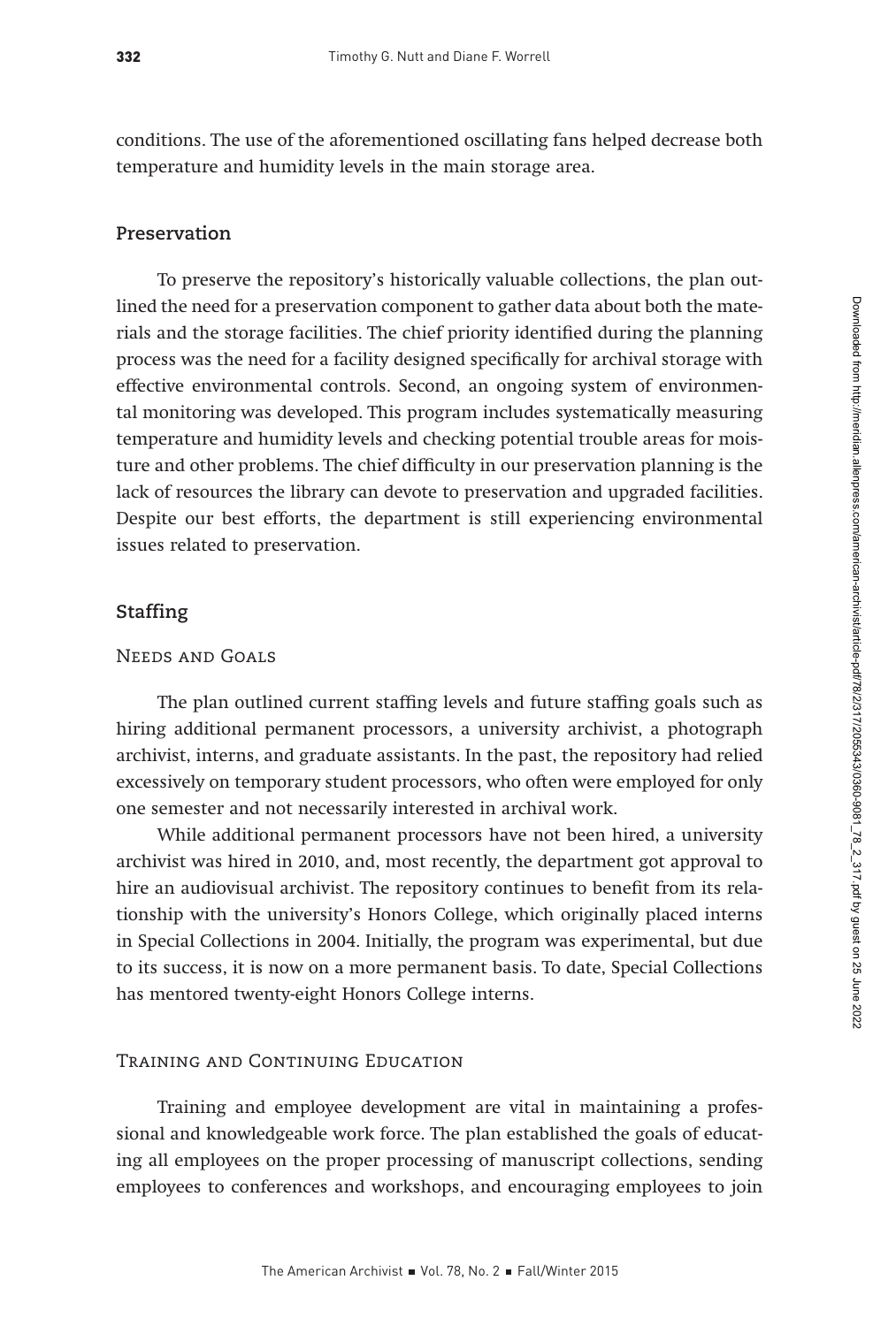conditions. The use of the aforementioned oscillating fans helped decrease both temperature and humidity levels in the main storage area.

## Preservation

To preserve the repository's historically valuable collections, the plan outlined the need for a preservation component to gather data about both the materials and the storage facilities. The chief priority identified during the planning process was the need for a facility designed specifically for archival storage with effective environmental controls. Second, an ongoing system of environmental monitoring was developed. This program includes systematically measuring temperature and humidity levels and checking potential trouble areas for moisture and other problems. The chief difficulty in our preservation planning is the lack of resources the library can devote to preservation and upgraded facilities. Despite our best efforts, the department is still experiencing environmental issues related to preservation.

## Staffing

### Needs and Goals

The plan outlined current staffing levels and future staffing goals such as hiring additional permanent processors, a university archivist, a photograph archivist, interns, and graduate assistants. In the past, the repository had relied excessively on temporary student processors, who often were employed for only one semester and not necessarily interested in archival work.

While additional permanent processors have not been hired, a university archivist was hired in 2010, and, most recently, the department got approval to hire an audiovisual archivist. The repository continues to benefit from its relationship with the university's Honors College, which originally placed interns in Special Collections in 2004. Initially, the program was experimental, but due to its success, it is now on a more permanent basis. To date, Special Collections has mentored twenty-eight Honors College interns.

### Training and Continuing Education

Training and employee development are vital in maintaining a professional and knowledgeable work force. The plan established the goals of educating all employees on the proper processing of manuscript collections, sending employees to conferences and workshops, and encouraging employees to join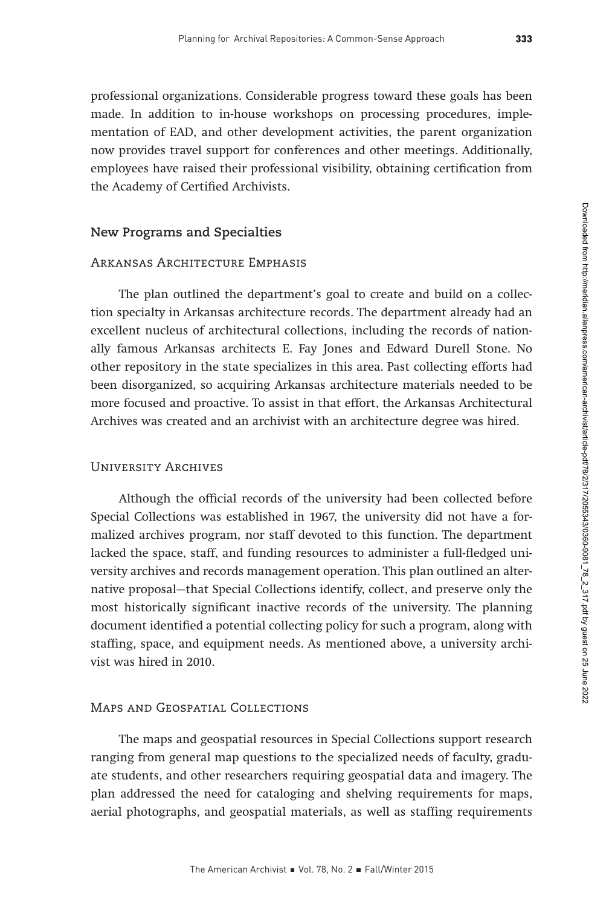professional organizations. Considerable progress toward these goals has been made. In addition to in-house workshops on processing procedures, implementation of EAD, and other development activities, the parent organization now provides travel support for conferences and other meetings. Additionally, employees have raised their professional visibility, obtaining certification from the Academy of Certified Archivists.

## New Programs and Specialties

### Arkansas Architecture Emphasis

The plan outlined the department's goal to create and build on a collection specialty in Arkansas architecture records. The department already had an excellent nucleus of architectural collections, including the records of nationally famous Arkansas architects E. Fay Jones and Edward Durell Stone. No other repository in the state specializes in this area. Past collecting efforts had been disorganized, so acquiring Arkansas architecture materials needed to be more focused and proactive. To assist in that effort, the Arkansas Architectural Archives was created and an archivist with an architecture degree was hired.

### University Archives

Although the official records of the university had been collected before Special Collections was established in 1967, the university did not have a formalized archives program, nor staff devoted to this function. The department lacked the space, staff, and funding resources to administer a full-fledged university archives and records management operation. This plan outlined an alternative proposal—that Special Collections identify, collect, and preserve only the most historically significant inactive records of the university. The planning document identified a potential collecting policy for such a program, along with staffing, space, and equipment needs. As mentioned above, a university archivist was hired in 2010.

### Maps and Geospatial Collections

The maps and geospatial resources in Special Collections support research ranging from general map questions to the specialized needs of faculty, graduate students, and other researchers requiring geospatial data and imagery. The plan addressed the need for cataloging and shelving requirements for maps, aerial photographs, and geospatial materials, as well as staffing requirements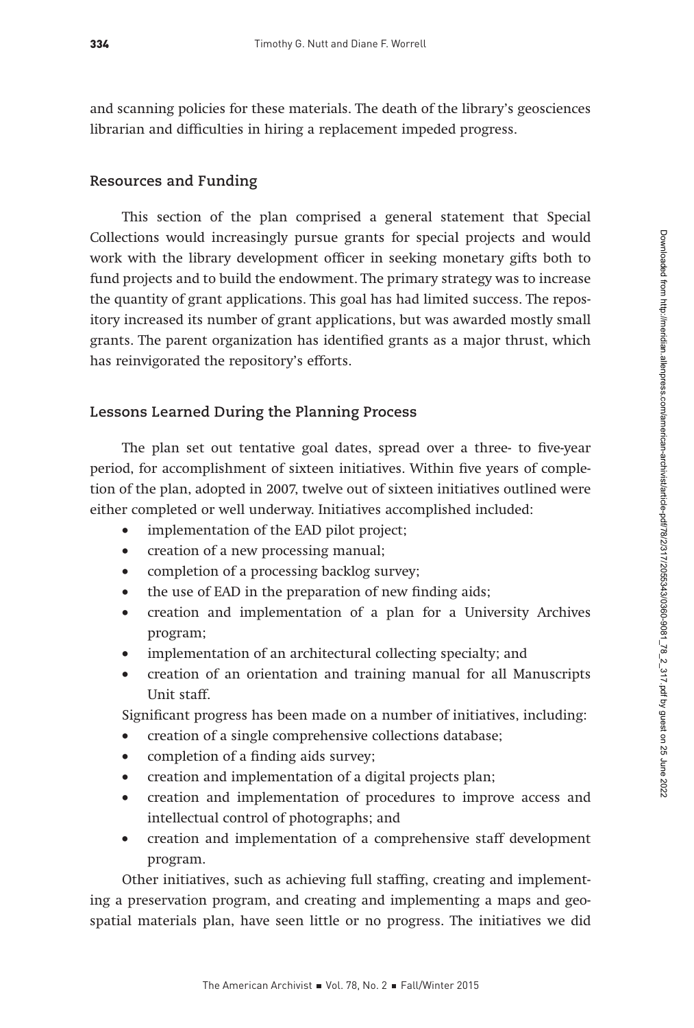and scanning policies for these materials. The death of the library's geosciences librarian and difficulties in hiring a replacement impeded progress.

## Resources and Funding

This section of the plan comprised a general statement that Special Collections would increasingly pursue grants for special projects and would work with the library development officer in seeking monetary gifts both to fund projects and to build the endowment. The primary strategy was to increase the quantity of grant applications. This goal has had limited success. The repository increased its number of grant applications, but was awarded mostly small grants. The parent organization has identified grants as a major thrust, which has reinvigorated the repository's efforts.

## Lessons Learned During the Planning Process

The plan set out tentative goal dates, spread over a three- to five-year period, for accomplishment of sixteen initiatives. Within five years of completion of the plan, adopted in 2007, twelve out of sixteen initiatives outlined were either completed or well underway. Initiatives accomplished included:

- implementation of the EAD pilot project;
- creation of a new processing manual;
- completion of a processing backlog survey;
- the use of EAD in the preparation of new finding aids;
- creation and implementation of a plan for a University Archives program;
- implementation of an architectural collecting specialty; and
- creation of an orientation and training manual for all Manuscripts Unit staff.

Significant progress has been made on a number of initiatives, including:

- creation of a single comprehensive collections database;
- completion of a finding aids survey;
- creation and implementation of a digital projects plan;
- creation and implementation of procedures to improve access and intellectual control of photographs; and
- creation and implementation of a comprehensive staff development program.

Other initiatives, such as achieving full staffing, creating and implementing a preservation program, and creating and implementing a maps and geospatial materials plan, have seen little or no progress. The initiatives we did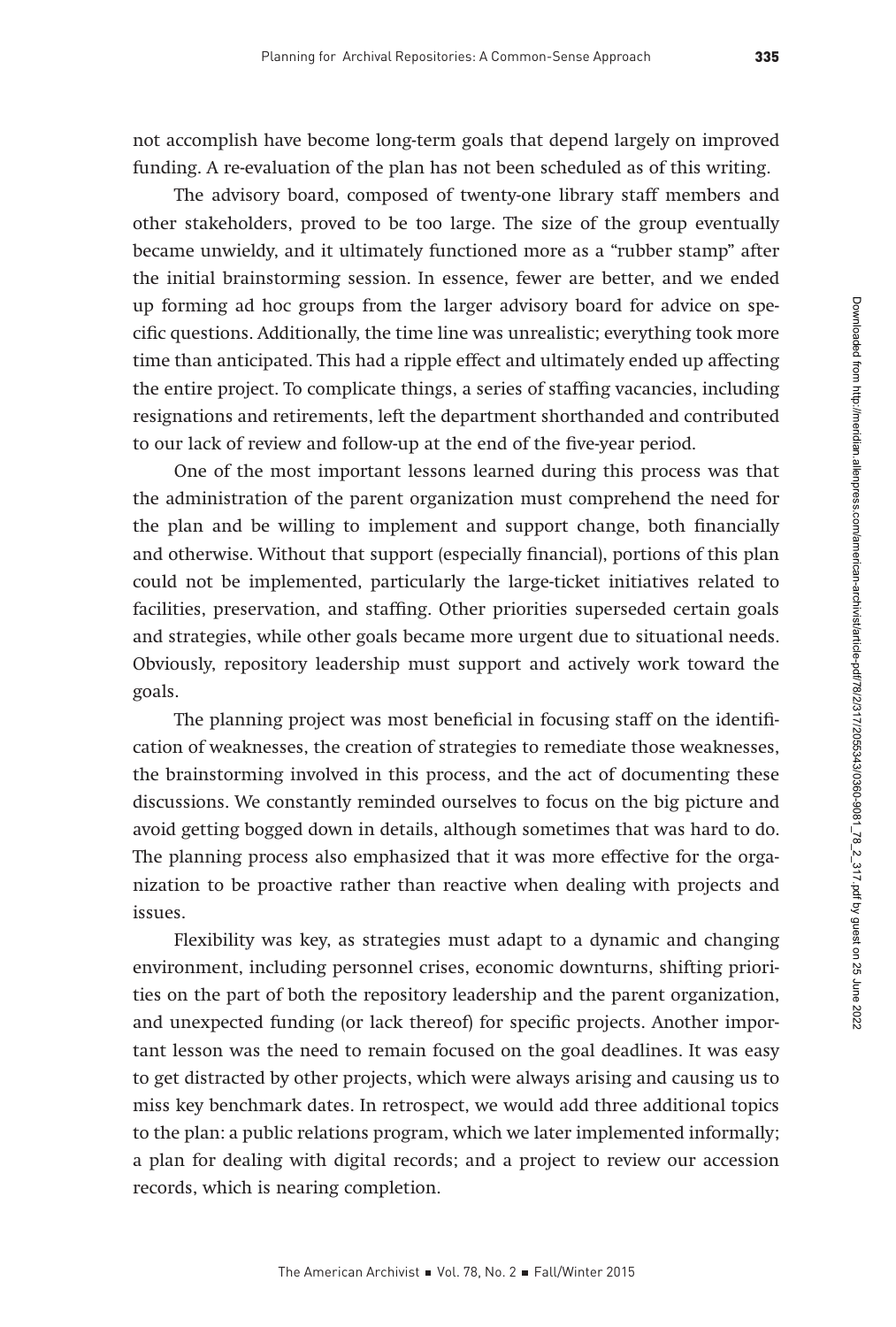not accomplish have become long-term goals that depend largely on improved funding. A re-evaluation of the plan has not been scheduled as of this writing.

The advisory board, composed of twenty-one library staff members and other stakeholders, proved to be too large. The size of the group eventually became unwieldy, and it ultimately functioned more as a "rubber stamp" after the initial brainstorming session. In essence, fewer are better, and we ended up forming ad hoc groups from the larger advisory board for advice on specific questions. Additionally, the time line was unrealistic; everything took more time than anticipated. This had a ripple effect and ultimately ended up affecting the entire project. To complicate things, a series of staffing vacancies, including resignations and retirements, left the department shorthanded and contributed to our lack of review and follow-up at the end of the five-year period.

One of the most important lessons learned during this process was that the administration of the parent organization must comprehend the need for the plan and be willing to implement and support change, both financially and otherwise. Without that support (especially financial), portions of this plan could not be implemented, particularly the large-ticket initiatives related to facilities, preservation, and staffing. Other priorities superseded certain goals and strategies, while other goals became more urgent due to situational needs. Obviously, repository leadership must support and actively work toward the goals.

The planning project was most beneficial in focusing staff on the identification of weaknesses, the creation of strategies to remediate those weaknesses, the brainstorming involved in this process, and the act of documenting these discussions. We constantly reminded ourselves to focus on the big picture and avoid getting bogged down in details, although sometimes that was hard to do. The planning process also emphasized that it was more effective for the organization to be proactive rather than reactive when dealing with projects and issues.

Flexibility was key, as strategies must adapt to a dynamic and changing environment, including personnel crises, economic downturns, shifting priorities on the part of both the repository leadership and the parent organization, and unexpected funding (or lack thereof) for specific projects. Another important lesson was the need to remain focused on the goal deadlines. It was easy to get distracted by other projects, which were always arising and causing us to miss key benchmark dates. In retrospect, we would add three additional topics to the plan: a public relations program, which we later implemented informally; a plan for dealing with digital records; and a project to review our accession records, which is nearing completion.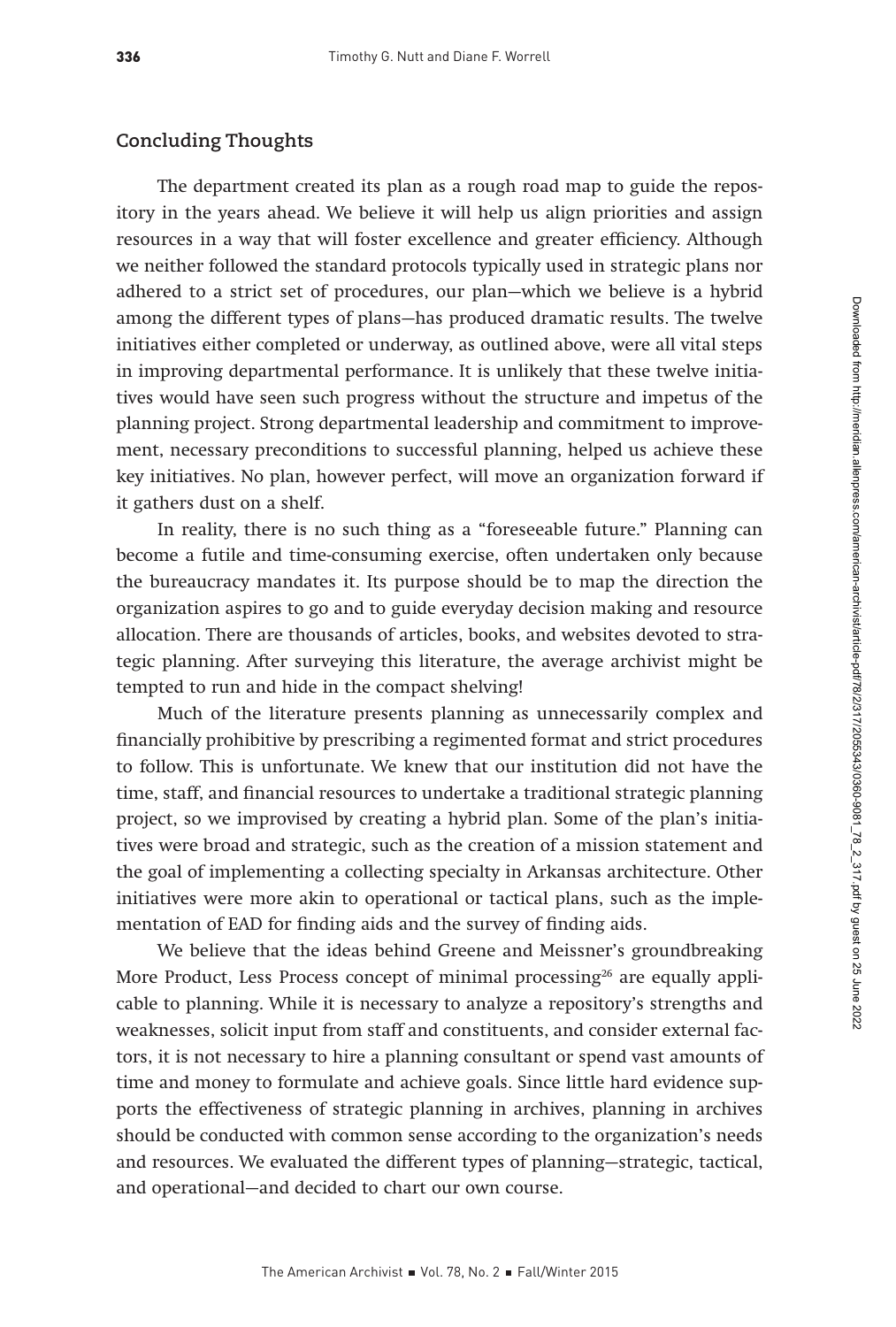## Concluding Thoughts

The department created its plan as a rough road map to guide the repository in the years ahead. We believe it will help us align priorities and assign resources in a way that will foster excellence and greater efficiency. Although we neither followed the standard protocols typically used in strategic plans nor adhered to a strict set of procedures, our plan—which we believe is a hybrid among the different types of plans—has produced dramatic results. The twelve initiatives either completed or underway, as outlined above, were all vital steps in improving departmental performance. It is unlikely that these twelve initiatives would have seen such progress without the structure and impetus of the planning project. Strong departmental leadership and commitment to improvement, necessary preconditions to successful planning, helped us achieve these key initiatives. No plan, however perfect, will move an organization forward if it gathers dust on a shelf.

In reality, there is no such thing as a "foreseeable future." Planning can become a futile and time-consuming exercise, often undertaken only because the bureaucracy mandates it. Its purpose should be to map the direction the organization aspires to go and to guide everyday decision making and resource allocation. There are thousands of articles, books, and websites devoted to strategic planning. After surveying this literature, the average archivist might be tempted to run and hide in the compact shelving!

Much of the literature presents planning as unnecessarily complex and financially prohibitive by prescribing a regimented format and strict procedures to follow. This is unfortunate. We knew that our institution did not have the time, staff, and financial resources to undertake a traditional strategic planning project, so we improvised by creating a hybrid plan. Some of the plan's initiatives were broad and strategic, such as the creation of a mission statement and the goal of implementing a collecting specialty in Arkansas architecture. Other initiatives were more akin to operational or tactical plans, such as the implementation of EAD for finding aids and the survey of finding aids.

We believe that the ideas behind Greene and Meissner's groundbreaking More Product, Less Process concept of minimal processing[26] are equally applicable to planning. While it is necessary to analyze a repository's strengths and weaknesses, solicit input from staff and constituents, and consider external factors, it is not necessary to hire a planning consultant or spend vast amounts of time and money to formulate and achieve goals. Since little hard evidence supports the effectiveness of strategic planning in archives, planning in archives should be conducted with common sense according to the organization's needs and resources. We evaluated the different types of planning—strategic, tactical, and operational—and decided to chart our own course.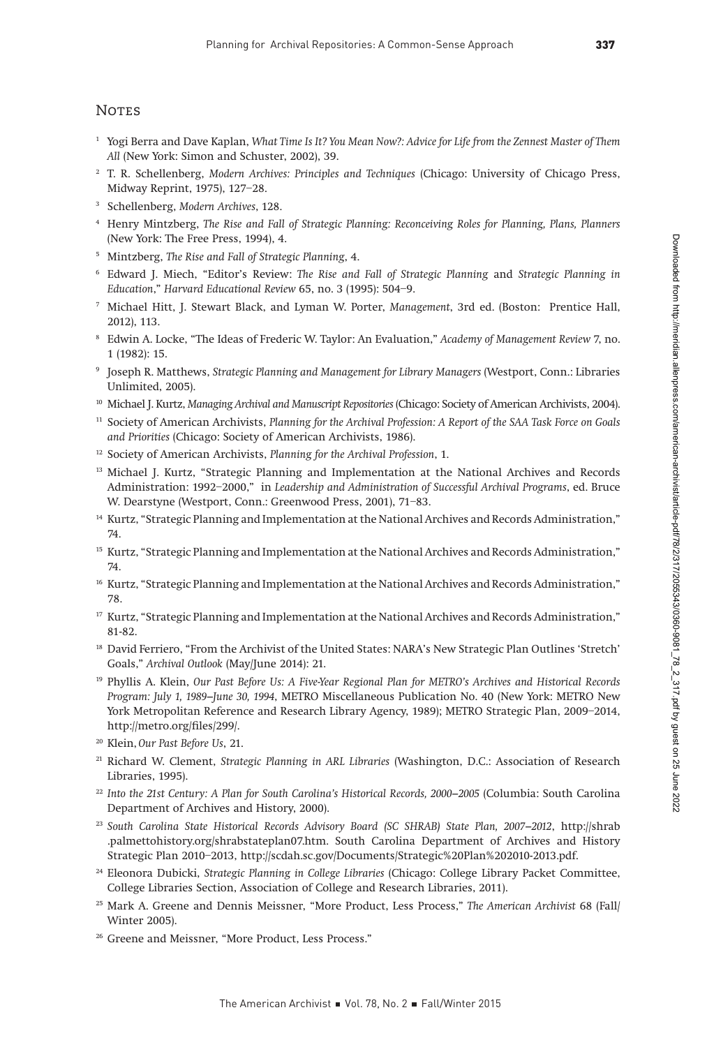## Notes

[1] Yogi Berra and Dave Kaplan, *What Time Is It? You Mean Now?: Advice for Life from the Zennest Master of Them All* (New York: Simon and Schuster, 2002), 39.

[2] T. R. Schellenberg, *Modern Archives: Principles and Techniques* (Chicago: University of Chicago Press, Midway Reprint, 1975), 127–28.

[3] Schellenberg, *Modern Archives*, 128.

[4] Henry Mintzberg, *The Rise and Fall of Strategic Planning: Reconceiving Roles for Planning, Plans, Planners* (New York: The Free Press, 1994), 4.

[5] Mintzberg, *The Rise and Fall of Strategic Planning*, 4.

[6] Edward J. Miech, "Editor's Review: *The Rise and Fall of Strategic Planning* and *Strategic Planning in Education*," *Harvard Educational Review* 65, no. 3 (1995): 504–9.

[7] Michael Hitt, J. Stewart Black, and Lyman W. Porter, *Management*, 3rd ed. (Boston: Prentice Hall, 2012), 113.

[8] Edwin A. Locke, "The Ideas of Frederic W. Taylor: An Evaluation," *Academy of Management Review* 7, no. 1 (1982): 15.

[9] Joseph R. Matthews, *Strategic Planning and Management for Library Managers* (Westport, Conn.: Libraries Unlimited, 2005).

[10] Michael J. Kurtz, *Managing Archival and Manuscript Repositories* (Chicago: Society of American Archivists, 2004).

[11] Society of American Archivists, *Planning for the Archival Profession: A Report of the SAA Task Force on Goals and Priorities* (Chicago: Society of American Archivists, 1986).

[12] Society of American Archivists, *Planning for the Archival Profession*, 1.

[13] Michael J. Kurtz, "Strategic Planning and Implementation at the National Archives and Records Administration: 1992–2000," in *Leadership and Administration of Successful Archival Programs*, ed. Bruce W. Dearstyne (Westport, Conn.: Greenwood Press, 2001), 71–83.

[14] Kurtz, "Strategic Planning and Implementation at the National Archives and Records Administration," 74.

[15] Kurtz, "Strategic Planning and Implementation at the National Archives and Records Administration," 74.

[16] Kurtz, "Strategic Planning and Implementation at the National Archives and Records Administration," 78.

[17] Kurtz, "Strategic Planning and Implementation at the National Archives and Records Administration," 81-82.

[18] David Ferriero, "From the Archivist of the United States: NARA's New Strategic Plan Outlines 'Stretch' Goals," *Archival Outlook* (May/June 2014): 21.

[19] Phyllis A. Klein, *Our Past Before Us: A Five-Year Regional Plan for METRO's Archives and Historical Records Program: July 1, 1989–June 30, 1994*, METRO Miscellaneous Publication No. 40 (New York: METRO New York Metropolitan Reference and Research Library Agency, 1989); METRO Strategic Plan, 2009–2014, http://metro.org/files/299/.

[20] Klein, *Our Past Before Us*, 21.

[21] Richard W. Clement, *Strategic Planning in ARL Libraries* (Washington, D.C.: Association of Research Libraries, 1995).

[22] *Into the 21st Century: A Plan for South Carolina's Historical Records, 2000–2005* (Columbia: South Carolina Department of Archives and History, 2000).

[23] *South Carolina State Historical Records Advisory Board (SC SHRAB) State Plan, 2007–2012*, http://shrab.palmettohistory.org/shrabstateplan07.htm. South Carolina Department of Archives and History Strategic Plan 2010–2013, http://scdah.sc.gov/Documents/Strategic%20Plan%202010-2013.pdf.

[24] Eleonora Dubicki, *Strategic Planning in College Libraries* (Chicago: College Library Packet Committee, College Libraries Section, Association of College and Research Libraries, 2011).

[25] Mark A. Greene and Dennis Meissner, "More Product, Less Process," *The American Archivist* 68 (Fall/Winter 2005).

[26] Greene and Meissner, "More Product, Less Process."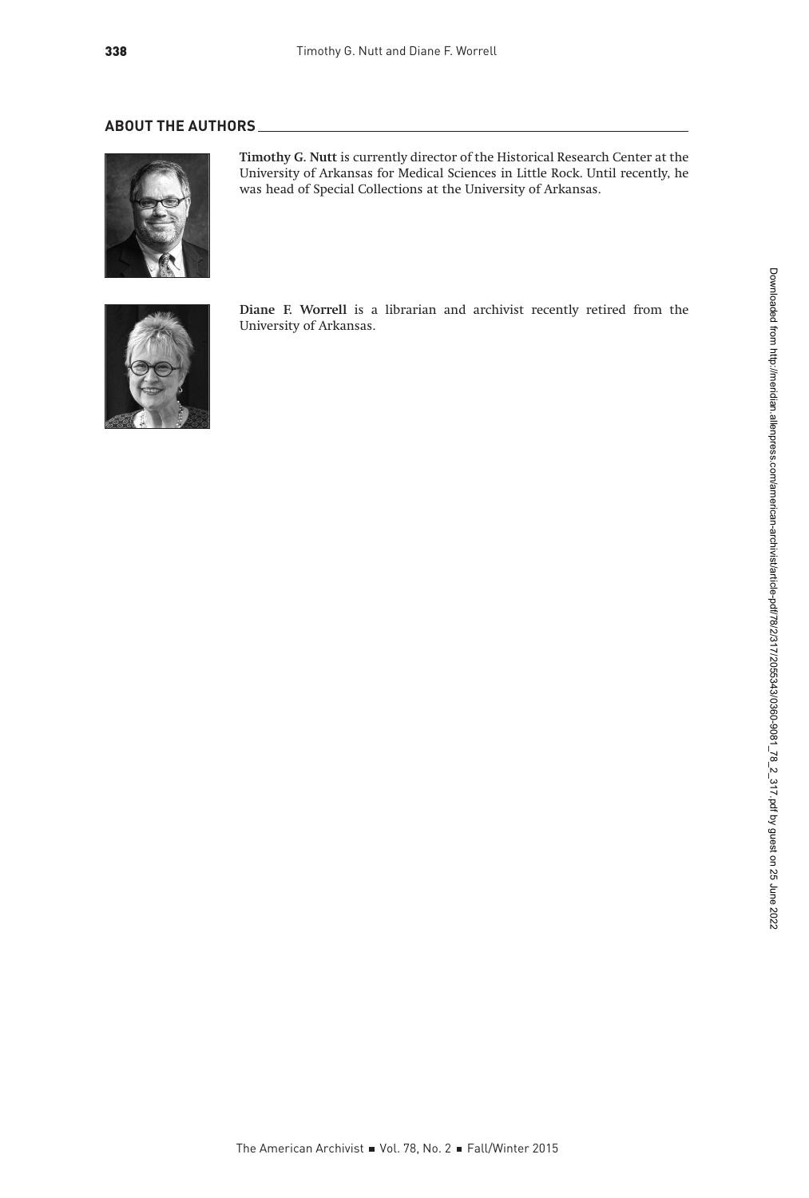## ABOUT THE AUTHORS

**Timothy G. Nutt** is currently director of the Historical Research Center at the University of Arkansas for Medical Sciences in Little Rock. Until recently, he was head of Special Collections at the University of Arkansas.

**Diane F. Worrell** is a librarian and archivist recently retired from the University of Arkansas.